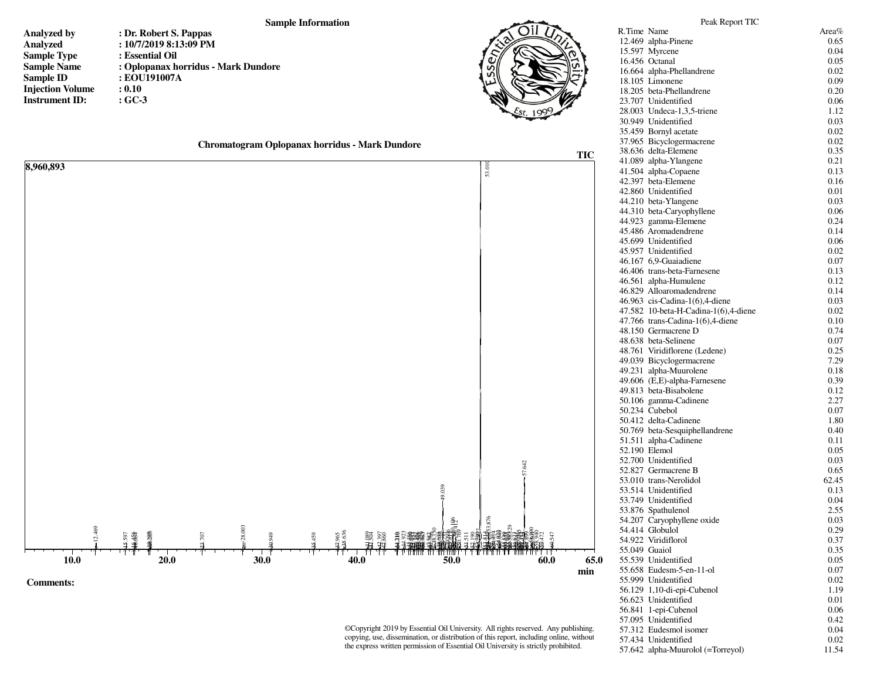## Sample Information

**Analyzed by** : Dr. Robert S. Pappas
**Analyzed** : 10/7/2019 8:13:09 PM
**Sample Type** : Essential Oil
**Sample Name** : Oplopanax horridus - Mark Dundore
**Sample ID** : EOU191007A
**Injection Volume** : 0.10
**Instrument ID:** : GC-3

### Chromatogram Oplopanax horridus - Mark Dundore

**Comments:**

©Copyright 2019 by Essential Oil University. All rights reserved. Any publishing, copying, use, dissemination, or distribution of this report, including online, without the express written permission of Essential Oil University is strictly prohibited.

### Peak Report TIC

| R.Time | Name | Area% |
|---|---|---|
| 12.469 | alpha-Pinene | 0.65 |
| 15.597 | Myrcene | 0.04 |
| 16.456 | Octanal | 0.05 |
| 16.664 | alpha-Phellandrene | 0.02 |
| 18.105 | Limonene | 0.09 |
| 18.205 | beta-Phellandrene | 0.20 |
| 23.707 | Unidentified | 0.06 |
| 28.003 | Undeca-1,3,5-triene | 1.12 |
| 30.949 | Unidentified | 0.03 |
| 35.459 | Bornyl acetate | 0.02 |
| 37.965 | Bicyclogermacrene | 0.02 |
| 38.636 | delta-Elemene | 0.35 |
| 41.089 | alpha-Ylangene | 0.21 |
| 41.504 | alpha-Copaene | 0.13 |
| 42.397 | beta-Elemene | 0.16 |
| 42.860 | Unidentified | 0.01 |
| 44.210 | beta-Ylangene | 0.03 |
| 44.310 | beta-Caryophyllene | 0.06 |
| 44.923 | gamma-Elemene | 0.24 |
| 45.486 | Aromadendrene | 0.14 |
| 45.699 | Unidentified | 0.06 |
| 45.957 | Unidentified | 0.02 |
| 46.167 | 6,9-Guaiadiene | 0.07 |
| 46.406 | trans-beta-Farnesene | 0.13 |
| 46.561 | alpha-Humulene | 0.12 |
| 46.829 | Alloaromadendrene | 0.14 |
| 46.963 | cis-Cadina-1(6),4-diene | 0.03 |
| 47.582 | 10-beta-H-Cadina-1(6),4-diene | 0.02 |
| 47.766 | trans-Cadina-1(6),4-diene | 0.10 |
| 48.150 | Germacrene D | 0.74 |
| 48.638 | beta-Selinene | 0.07 |
| 48.761 | Viridiflorene (Ledene) | 0.25 |
| 49.039 | Bicyclogermacrene | 7.29 |
| 49.231 | alpha-Muurolene | 0.18 |
| 49.606 | (E,E)-alpha-Farnesene | 0.39 |
| 49.813 | beta-Bisabolene | 0.12 |
| 50.106 | gamma-Cadinene | 2.27 |
| 50.234 | Cubebol | 0.07 |
| 50.412 | delta-Cadinene | 1.80 |
| 50.769 | beta-Sesquiphellandrene | 0.40 |
| 51.511 | alpha-Cadinene | 0.11 |
| 52.190 | Elemol | 0.05 |
| 52.700 | Unidentified | 0.03 |
| 52.827 | Germacrene B | 0.65 |
| 53.010 | trans-Nerolidol | 62.45 |
| 53.514 | Unidentified | 0.13 |
| 53.749 | Unidentified | 0.04 |
| 53.876 | Spathulenol | 2.55 |
| 54.207 | Caryophyllene oxide | 0.03 |
| 54.414 | Globulol | 0.29 |
| 54.922 | Viridiflorol | 0.37 |
| 55.049 | Guaiol | 0.35 |
| 55.539 | Unidentified | 0.05 |
| 55.658 | Eudesm-5-en-11-ol | 0.07 |
| 55.999 | Unidentified | 0.02 |
| 56.129 | 1,10-di-epi-Cubenol | 1.19 |
| 56.623 | Unidentified | 0.01 |
| 56.841 | 1-epi-Cubenol | 0.06 |
| 57.095 | Unidentified | 0.42 |
| 57.312 | Eudesmol isomer | 0.04 |
| 57.434 | Unidentified | 0.02 |
| 57.642 | alpha-Muurolol (=Torreyol) | 11.54 |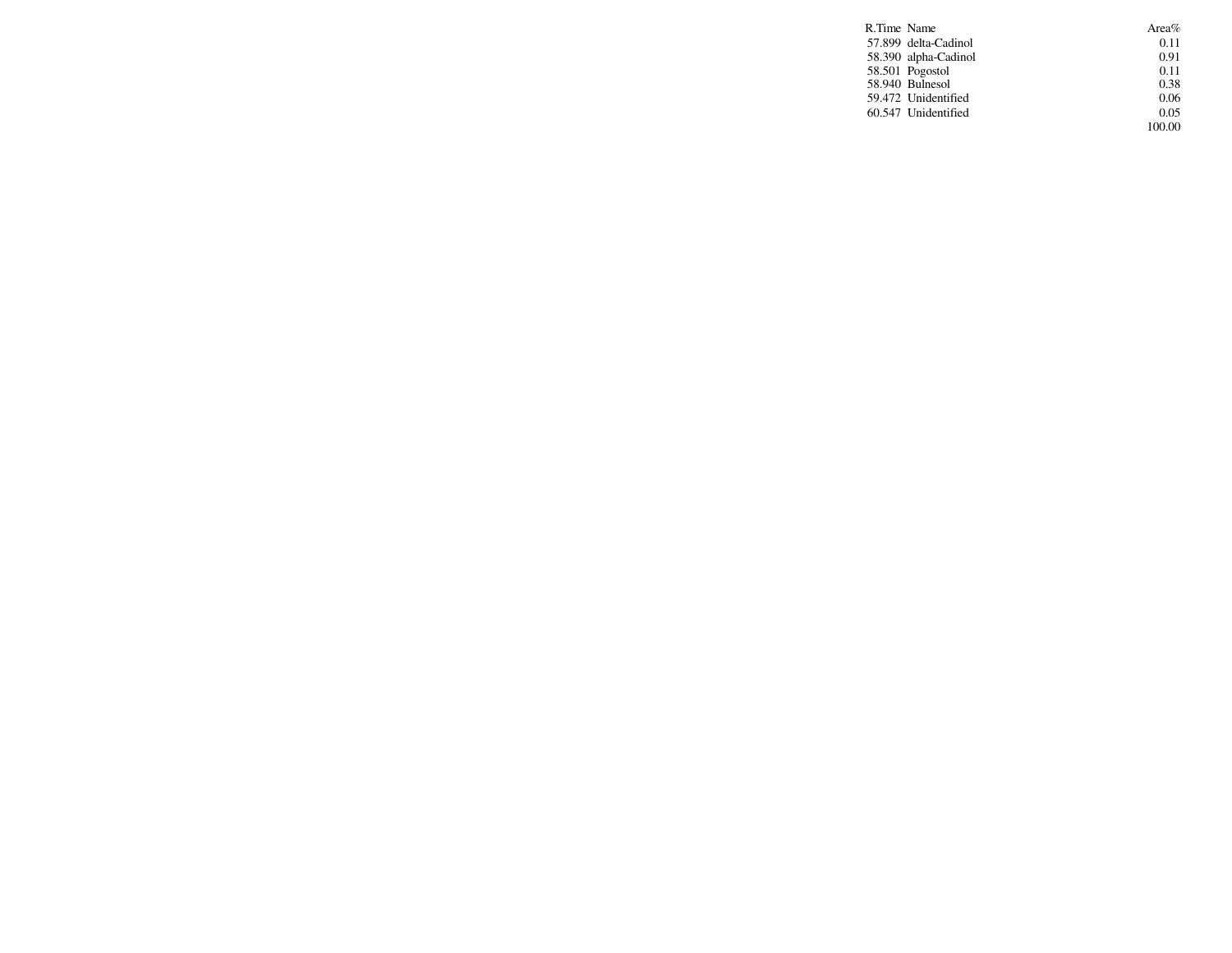| R.Time | Name | Area% |
|---|---|---|
| 57.899 | delta-Cadinol | 0.11 |
| 58.390 | alpha-Cadinol | 0.91 |
| 58.501 | Pogostol | 0.11 |
| 58.940 | Bulnesol | 0.38 |
| 59.472 | Unidentified | 0.06 |
| 60.547 | Unidentified | 0.05 |
| | | 100.00 |